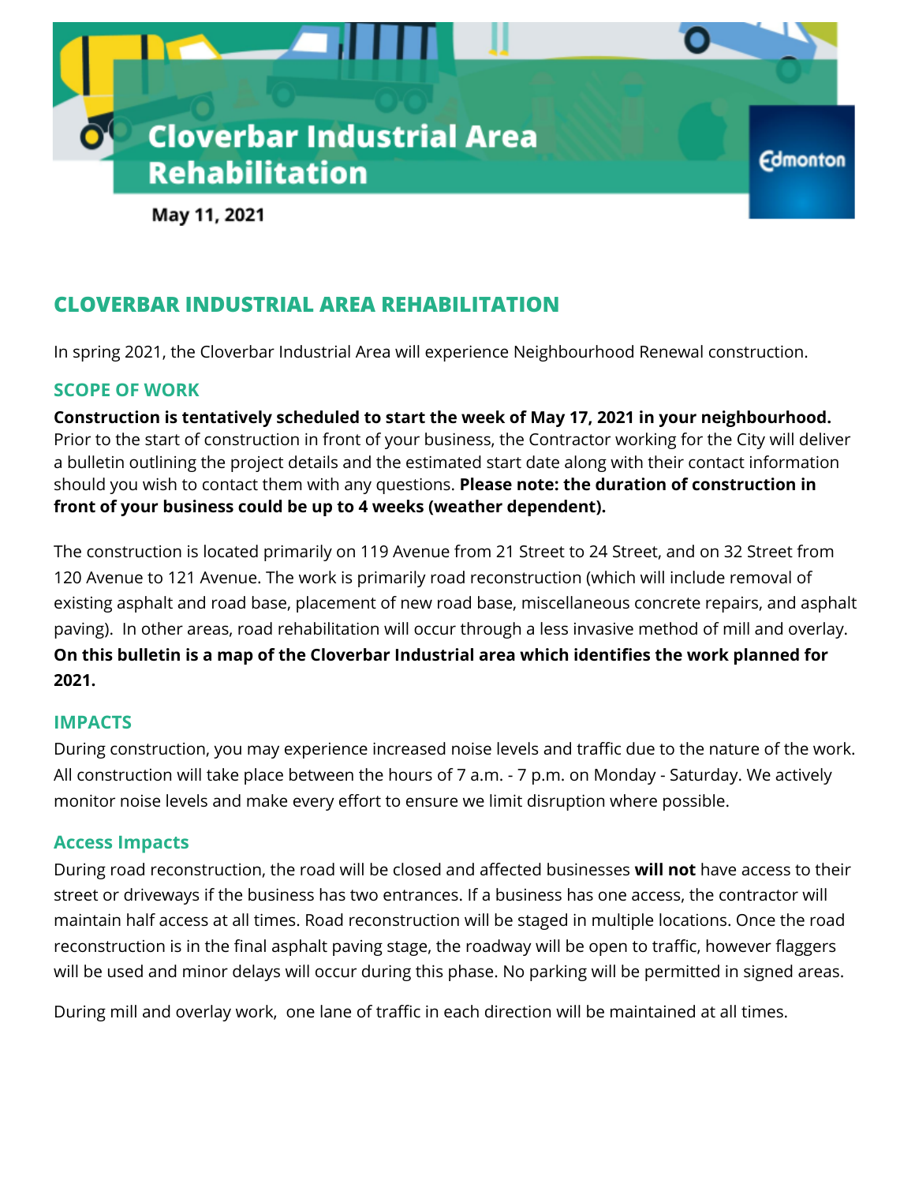# Cloverbar Industrial Area Rehabilitation

**May 11, 2021**

## CLOVERBAR INDUSTRIAL AREA REHABILITATION

In spring 2021, the Cloverbar Industrial Area will experience Neighbourhood Renewal construction.

### SCOPE OF WORK

**Construction is tentatively scheduled to start the week of May 17, 2021 in your neighbourhood.** Prior to the start of construction in front of your business, the Contractor working for the City will deliver a bulletin outlining the project details and the estimated start date along with their contact information should you wish to contact them with any questions. **Please note: the duration of construction in front of your business could be up to 4 weeks (weather dependent).**

The construction is located primarily on 119 Avenue from 21 Street to 24 Street, and on 32 Street from 120 Avenue to 121 Avenue. The work is primarily road reconstruction (which will include removal of existing asphalt and road base, placement of new road base, miscellaneous concrete repairs, and asphalt paving). In other areas, road rehabilitation will occur through a less invasive method of mill and overlay. **On this bulletin is a map of the Cloverbar Industrial area which identifies the work planned for 2021.**

### IMPACTS

During construction, you may experience increased noise levels and traffic due to the nature of the work. All construction will take place between the hours of 7 a.m. - 7 p.m. on Monday - Saturday. We actively monitor noise levels and make every effort to ensure we limit disruption where possible.

### Access Impacts

During road reconstruction, the road will be closed and affected businesses **will not** have access to their street or driveways if the business has two entrances. If a business has one access, the contractor will maintain half access at all times. Road reconstruction will be staged in multiple locations. Once the road reconstruction is in the final asphalt paving stage, the roadway will be open to traffic, however flaggers will be used and minor delays will occur during this phase. No parking will be permitted in signed areas.

During mill and overlay work, one lane of traffic in each direction will be maintained at all times.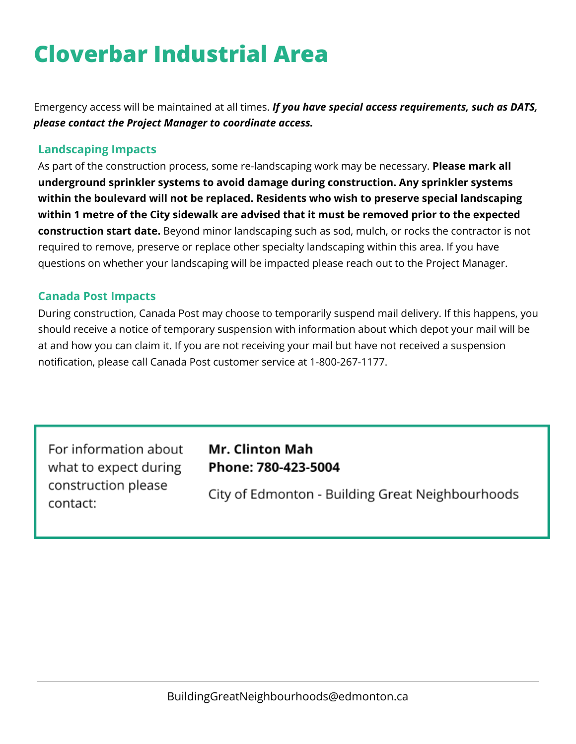# Cloverbar Industrial Area

Emergency access will be maintained at all times. ***If you have special access requirements, such as DATS, please contact the Project Manager to coordinate access.***

## Landscaping Impacts

As part of the construction process, some re-landscaping work may be necessary. **Please mark all underground sprinkler systems to avoid damage during construction. Any sprinkler systems within the boulevard will not be replaced. Residents who wish to preserve special landscaping within 1 metre of the City sidewalk are advised that it must be removed prior to the expected construction start date.** Beyond minor landscaping such as sod, mulch, or rocks the contractor is not required to remove, preserve or replace other specialty landscaping within this area. If you have questions on whether your landscaping will be impacted please reach out to the Project Manager.

## Canada Post Impacts

During construction, Canada Post may choose to temporarily suspend mail delivery. If this happens, you should receive a notice of temporary suspension with information about which depot your mail will be at and how you can claim it. If you are not receiving your mail but have not received a suspension notification, please call Canada Post customer service at 1-800-267-1177.

For information about what to expect during construction please contact:

**Mr. Clinton Mah**
**Phone: 780-423-5004**

City of Edmonton - Building Great Neighbourhoods

BuildingGreatNeighbourhoods@edmonton.ca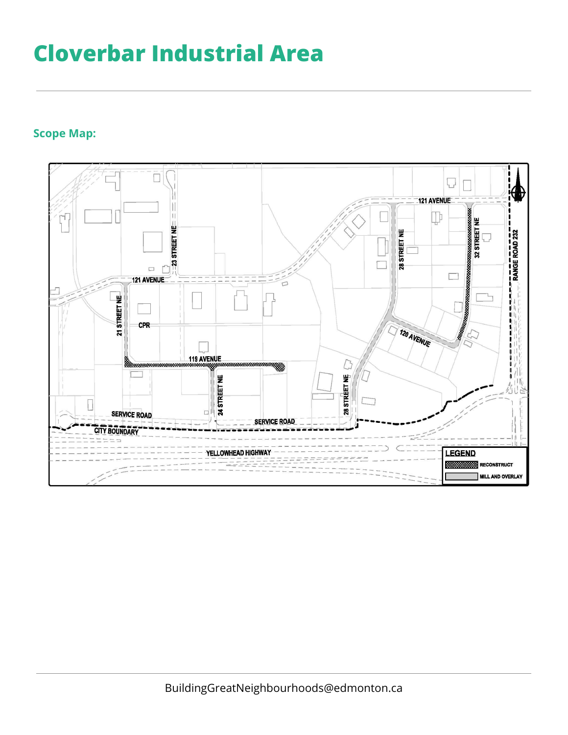# Cloverbar Industrial Area

## Scope Map:

121 AVENUE

23 STREET NE

121 AVENUE

28 STREET NE

32 STREET NE

RANGE ROAD 232

21 STREET NE

CPR

120 AVENUE

119 AVENUE

24 STREET NE

28 STREET NE

SERVICE ROAD

SERVICE ROAD

CITY BOUNDARY

YELLOWHEAD HIGHWAY

LEGEND

RECONSTRUCT

MILL AND OVERLAY

BuildingGreatNeighbourhoods@edmonton.ca